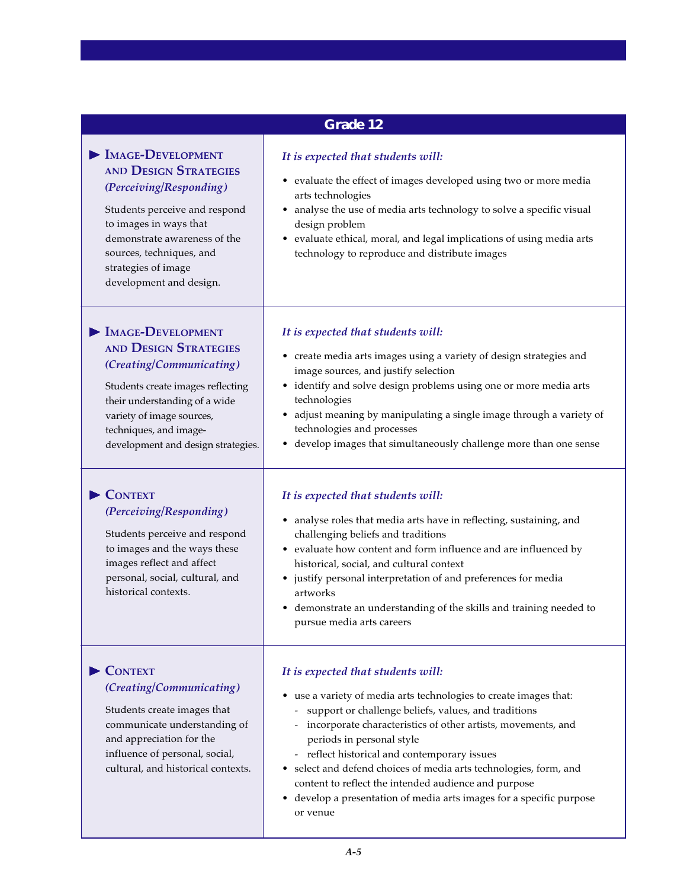## Grade 12

| | |
|---|---|
| **Image-Development and Design Strategies** *(Perceiving/Responding)*<br><br>Students perceive and respond to images in ways that demonstrate awareness of the sources, techniques, and strategies of image development and design. | *It is expected that students will:*<br><br>• evaluate the effect of images developed using two or more media arts technologies<br>• analyse the use of media arts technology to solve a specific visual design problem<br>• evaluate ethical, moral, and legal implications of using media arts technology to reproduce and distribute images |
| **Image-Development and Design Strategies** *(Creating/Communicating)*<br><br>Students create images reflecting their understanding of a wide variety of image sources, techniques, and image-development and design strategies. | *It is expected that students will:*<br><br>• create media arts images using a variety of design strategies and image sources, and justify selection<br>• identify and solve design problems using one or more media arts technologies<br>• adjust meaning by manipulating a single image through a variety of technologies and processes<br>• develop images that simultaneously challenge more than one sense |
| **Context** *(Perceiving/Responding)*<br><br>Students perceive and respond to images and the ways these images reflect and affect personal, social, cultural, and historical contexts. | *It is expected that students will:*<br><br>• analyse roles that media arts have in reflecting, sustaining, and challenging beliefs and traditions<br>• evaluate how content and form influence and are influenced by historical, social, and cultural context<br>• justify personal interpretation of and preferences for media artworks<br>• demonstrate an understanding of the skills and training needed to pursue media arts careers |
| **Context** *(Creating/Communicating)*<br><br>Students create images that communicate understanding of and appreciation for the influence of personal, social, cultural, and historical contexts. | *It is expected that students will:*<br><br>• use a variety of media arts technologies to create images that:<br>&nbsp;&nbsp;- support or challenge beliefs, values, and traditions<br>&nbsp;&nbsp;- incorporate characteristics of other artists, movements, and periods in personal style<br>&nbsp;&nbsp;- reflect historical and contemporary issues<br>• select and defend choices of media arts technologies, form, and content to reflect the intended audience and purpose<br>• develop a presentation of media arts images for a specific purpose or venue |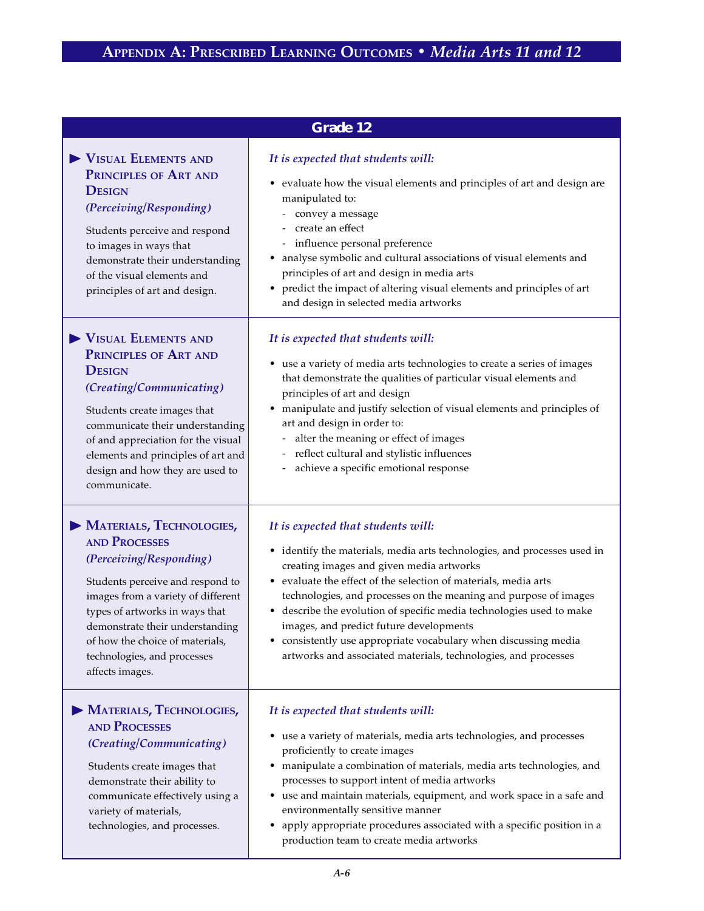## Grade 12

| | |
|---|---|
| ▶ **Visual Elements and Principles of Art and Design** *(Perceiving/Responding)*<br><br>Students perceive and respond to images in ways that demonstrate their understanding of the visual elements and principles of art and design. | *It is expected that students will:*<br><br>• evaluate how the visual elements and principles of art and design are manipulated to:<br>- convey a message<br>- create an effect<br>- influence personal preference<br>• analyse symbolic and cultural associations of visual elements and principles of art and design in media arts<br>• predict the impact of altering visual elements and principles of art and design in selected media artworks |
| ▶ **Visual Elements and Principles of Art and Design** *(Creating/Communicating)*<br><br>Students create images that communicate their understanding of and appreciation for the visual elements and principles of art and design and how they are used to communicate. | *It is expected that students will:*<br><br>• use a variety of media arts technologies to create a series of images that demonstrate the qualities of particular visual elements and principles of art and design<br>• manipulate and justify selection of visual elements and principles of art and design in order to:<br>- alter the meaning or effect of images<br>- reflect cultural and stylistic influences<br>- achieve a specific emotional response |
| ▶ **Materials, Technologies, and Processes** *(Perceiving/Responding)*<br><br>Students perceive and respond to images from a variety of different types of artworks in ways that demonstrate their understanding of how the choice of materials, technologies, and processes affects images. | *It is expected that students will:*<br><br>• identify the materials, media arts technologies, and processes used in creating images and given media artworks<br>• evaluate the effect of the selection of materials, media arts technologies, and processes on the meaning and purpose of images<br>• describe the evolution of specific media technologies used to make images, and predict future developments<br>• consistently use appropriate vocabulary when discussing media artworks and associated materials, technologies, and processes |
| ▶ **Materials, Technologies, and Processes** *(Creating/Communicating)*<br><br>Students create images that demonstrate their ability to communicate effectively using a variety of materials, technologies, and processes. | *It is expected that students will:*<br><br>• use a variety of materials, media arts technologies, and processes proficiently to create images<br>• manipulate a combination of materials, media arts technologies, and processes to support intent of media artworks<br>• use and maintain materials, equipment, and work space in a safe and environmentally sensitive manner<br>• apply appropriate procedures associated with a specific position in a production team to create media artworks |